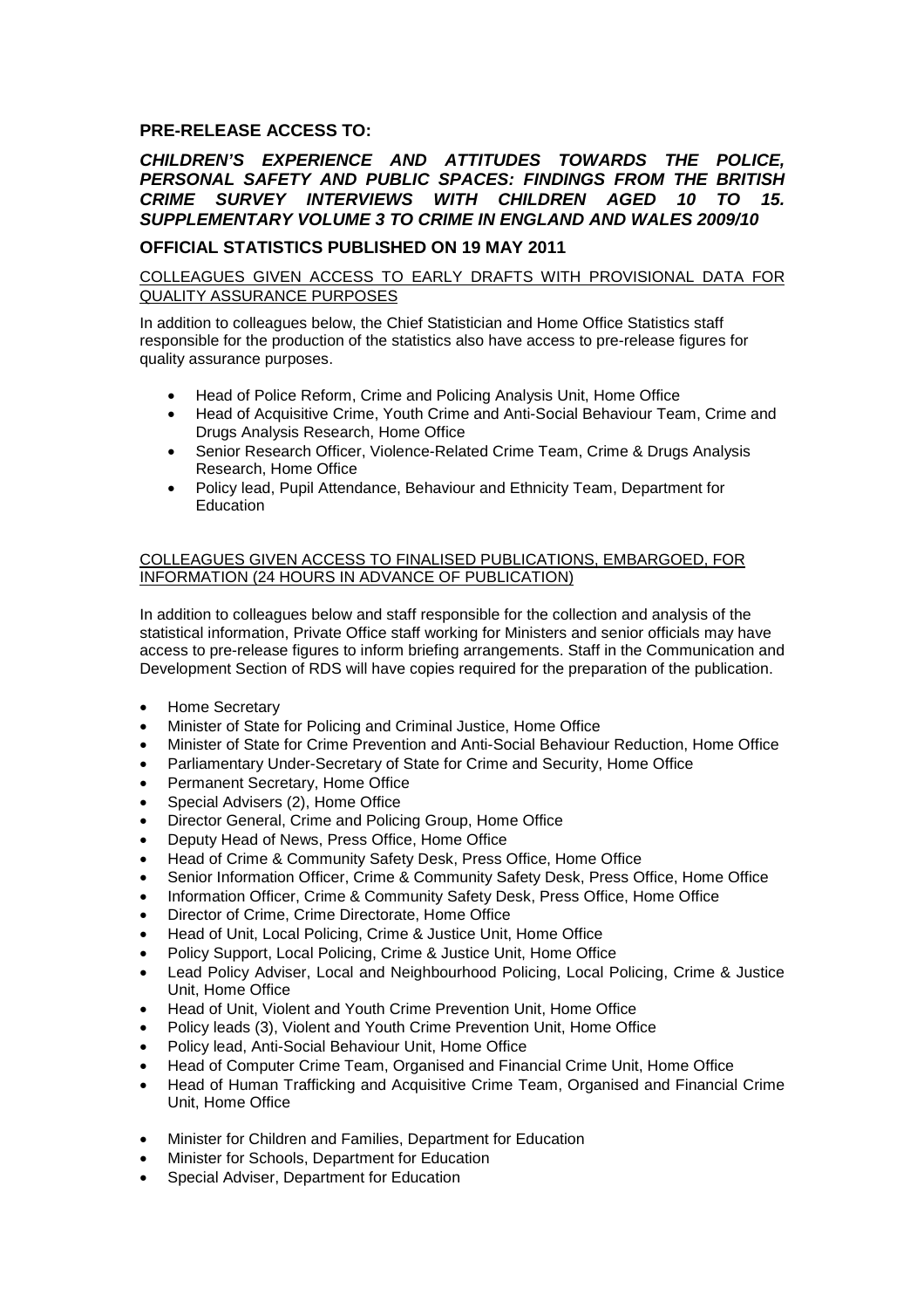## PRE-RELEASE ACCESS TO:

### *CHILDREN'S EXPERIENCE AND ATTITUDES TOWARDS THE POLICE, PERSONAL SAFETY AND PUBLIC SPACES: FINDINGS FROM THE BRITISH CRIME SURVEY INTERVIEWS WITH CHILDREN AGED 10 TO 15. SUPPLEMENTARY VOLUME 3 TO CRIME IN ENGLAND AND WALES 2009/10*

## OFFICIAL STATISTICS PUBLISHED ON 19 MAY 2011

COLLEAGUES GIVEN ACCESS TO EARLY DRAFTS WITH PROVISIONAL DATA FOR QUALITY ASSURANCE PURPOSES

In addition to colleagues below, the Chief Statistician and Home Office Statistics staff responsible for the production of the statistics also have access to pre-release figures for quality assurance purposes.

- Head of Police Reform, Crime and Policing Analysis Unit, Home Office
- Head of Acquisitive Crime, Youth Crime and Anti-Social Behaviour Team, Crime and Drugs Analysis Research, Home Office
- Senior Research Officer, Violence-Related Crime Team, Crime & Drugs Analysis Research, Home Office
- Policy lead, Pupil Attendance, Behaviour and Ethnicity Team, Department for Education

COLLEAGUES GIVEN ACCESS TO FINALISED PUBLICATIONS, EMBARGOED, FOR INFORMATION (24 HOURS IN ADVANCE OF PUBLICATION)

In addition to colleagues below and staff responsible for the collection and analysis of the statistical information, Private Office staff working for Ministers and senior officials may have access to pre-release figures to inform briefing arrangements. Staff in the Communication and Development Section of RDS will have copies required for the preparation of the publication.

- Home Secretary
- Minister of State for Policing and Criminal Justice, Home Office
- Minister of State for Crime Prevention and Anti-Social Behaviour Reduction, Home Office
- Parliamentary Under-Secretary of State for Crime and Security, Home Office
- Permanent Secretary, Home Office
- Special Advisers (2), Home Office
- Director General, Crime and Policing Group, Home Office
- Deputy Head of News, Press Office, Home Office
- Head of Crime & Community Safety Desk, Press Office, Home Office
- Senior Information Officer, Crime & Community Safety Desk, Press Office, Home Office
- Information Officer, Crime & Community Safety Desk, Press Office, Home Office
- Director of Crime, Crime Directorate, Home Office
- Head of Unit, Local Policing, Crime & Justice Unit, Home Office
- Policy Support, Local Policing, Crime & Justice Unit, Home Office
- Lead Policy Adviser, Local and Neighbourhood Policing, Local Policing, Crime & Justice Unit, Home Office
- Head of Unit, Violent and Youth Crime Prevention Unit, Home Office
- Policy leads (3), Violent and Youth Crime Prevention Unit, Home Office
- Policy lead, Anti-Social Behaviour Unit, Home Office
- Head of Computer Crime Team, Organised and Financial Crime Unit, Home Office
- Head of Human Trafficking and Acquisitive Crime Team, Organised and Financial Crime Unit, Home Office

- Minister for Children and Families, Department for Education
- Minister for Schools, Department for Education
- Special Adviser, Department for Education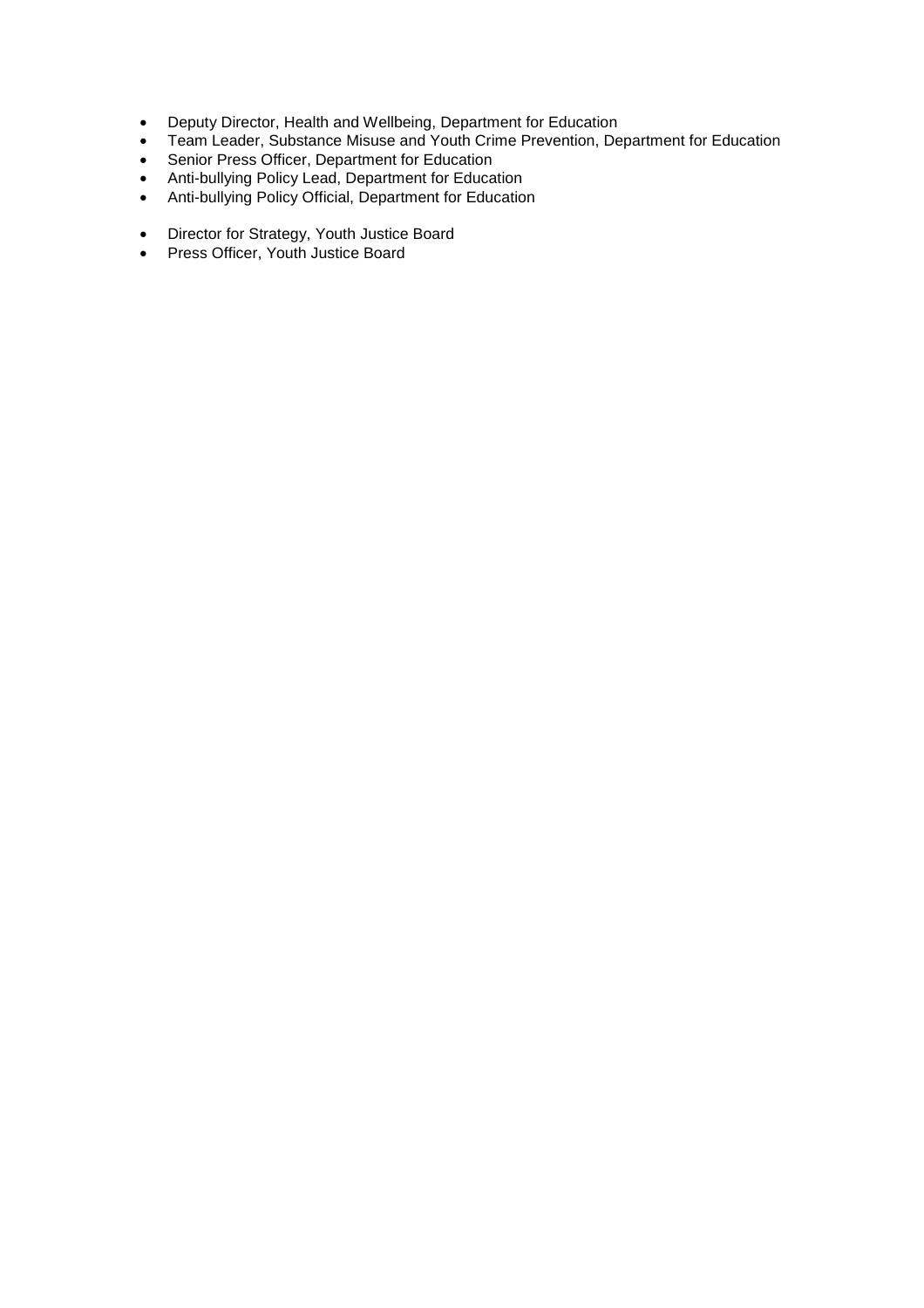- Deputy Director, Health and Wellbeing, Department for Education
- Team Leader, Substance Misuse and Youth Crime Prevention, Department for Education
- Senior Press Officer, Department for Education
- Anti-bullying Policy Lead, Department for Education
- Anti-bullying Policy Official, Department for Education

- Director for Strategy, Youth Justice Board
- Press Officer, Youth Justice Board